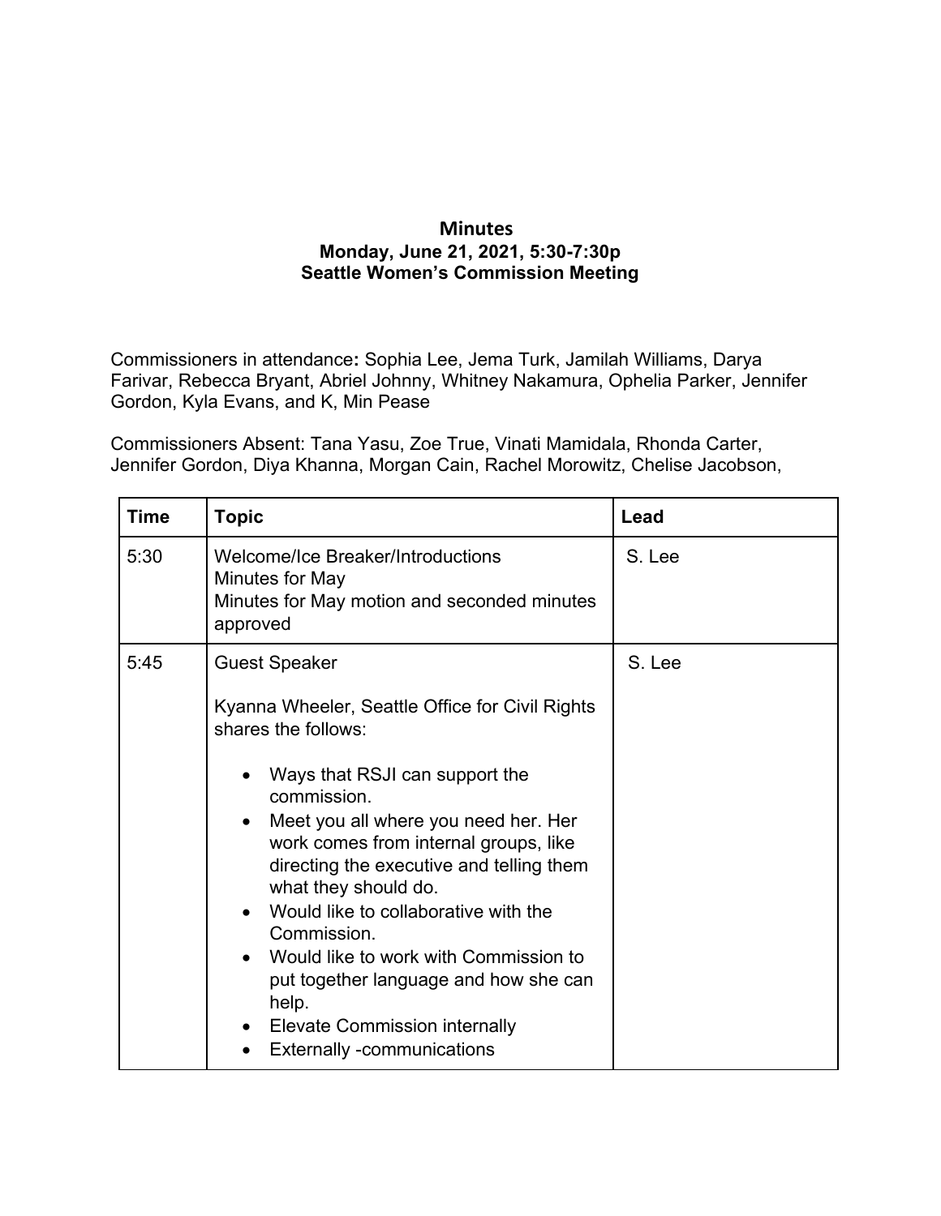# Minutes

**Monday, June 21, 2021, 5:30-7:30p**
**Seattle Women's Commission Meeting**

Commissioners in attendance**:** Sophia Lee, Jema Turk, Jamilah Williams, Darya Farivar, Rebecca Bryant, Abriel Johnny, Whitney Nakamura, Ophelia Parker, Jennifer Gordon, Kyla Evans, and K, Min Pease

Commissioners Absent: Tana Yasu, Zoe True, Vinati Mamidala, Rhonda Carter, Jennifer Gordon, Diya Khanna, Morgan Cain, Rachel Morowitz, Chelise Jacobson,

| Time | Topic | Lead |
|---|---|---|
| 5:30 | Welcome/Ice Breaker/Introductions<br>Minutes for May<br>Minutes for May motion and seconded minutes approved | S. Lee |
| 5:45 | Guest Speaker<br><br>Kyanna Wheeler, Seattle Office for Civil Rights shares the follows:<br><br>• Ways that RSJI can support the commission.<br>• Meet you all where you need her. Her work comes from internal groups, like directing the executive and telling them what they should do.<br>• Would like to collaborative with the Commission.<br>• Would like to work with Commission to put together language and how she can help.<br>• Elevate Commission internally<br>• Externally -communications | S. Lee |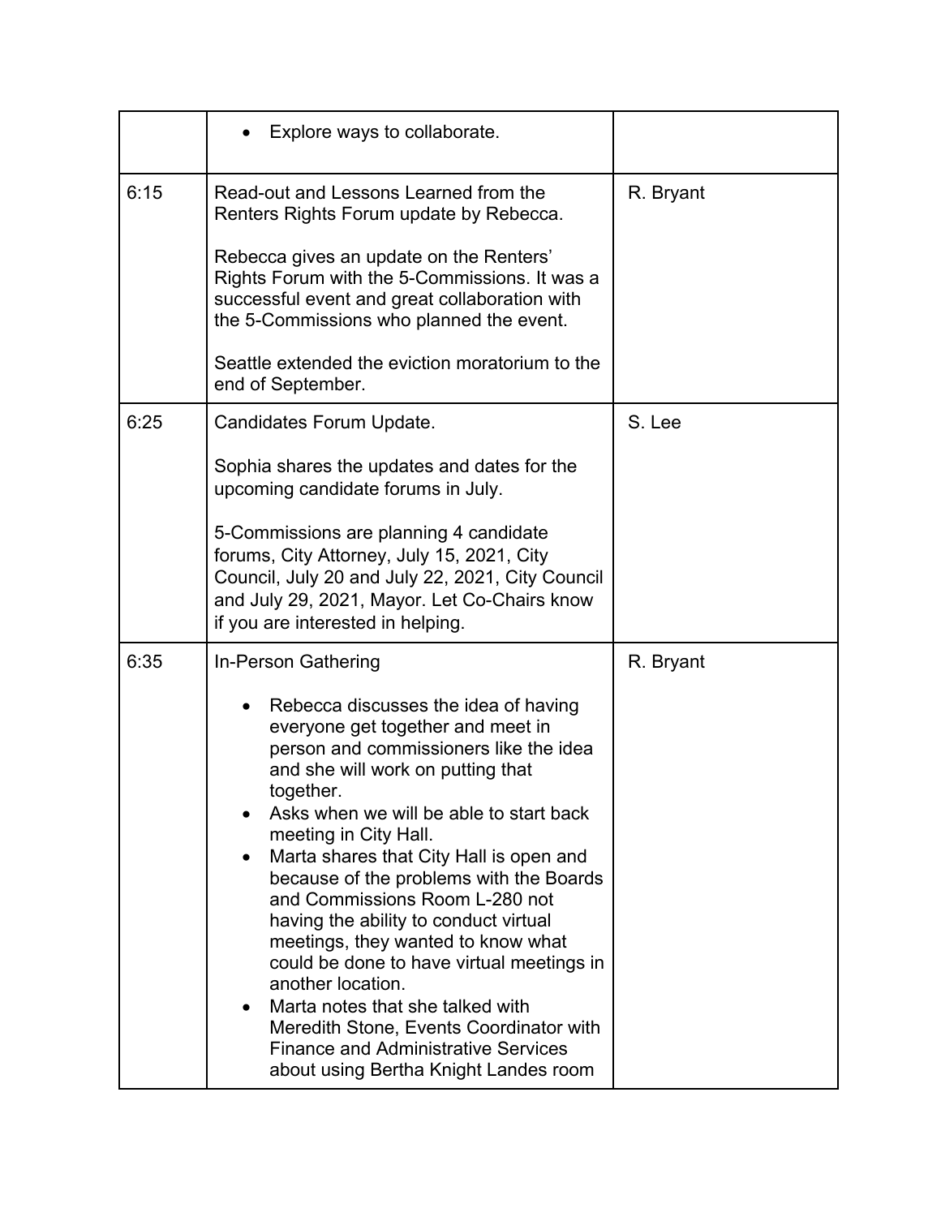| | | |
|---|---|---|
| | • Explore ways to collaborate. | |
| 6:15 | Read-out and Lessons Learned from the Renters Rights Forum update by Rebecca.<br><br>Rebecca gives an update on the Renters' Rights Forum with the 5-Commissions. It was a successful event and great collaboration with the 5-Commissions who planned the event.<br><br>Seattle extended the eviction moratorium to the end of September. | R. Bryant |
| 6:25 | Candidates Forum Update.<br><br>Sophia shares the updates and dates for the upcoming candidate forums in July.<br><br>5-Commissions are planning 4 candidate forums, City Attorney, July 15, 2021, City Council, July 20 and July 22, 2021, City Council and July 29, 2021, Mayor. Let Co-Chairs know if you are interested in helping. | S. Lee |
| 6:35 | In-Person Gathering<br><br>• Rebecca discusses the idea of having everyone get together and meet in person and commissioners like the idea and she will work on putting that together.<br>• Asks when we will be able to start back meeting in City Hall.<br>• Marta shares that City Hall is open and because of the problems with the Boards and Commissions Room L-280 not having the ability to conduct virtual meetings, they wanted to know what could be done to have virtual meetings in another location.<br>• Marta notes that she talked with Meredith Stone, Events Coordinator with Finance and Administrative Services about using Bertha Knight Landes room | R. Bryant |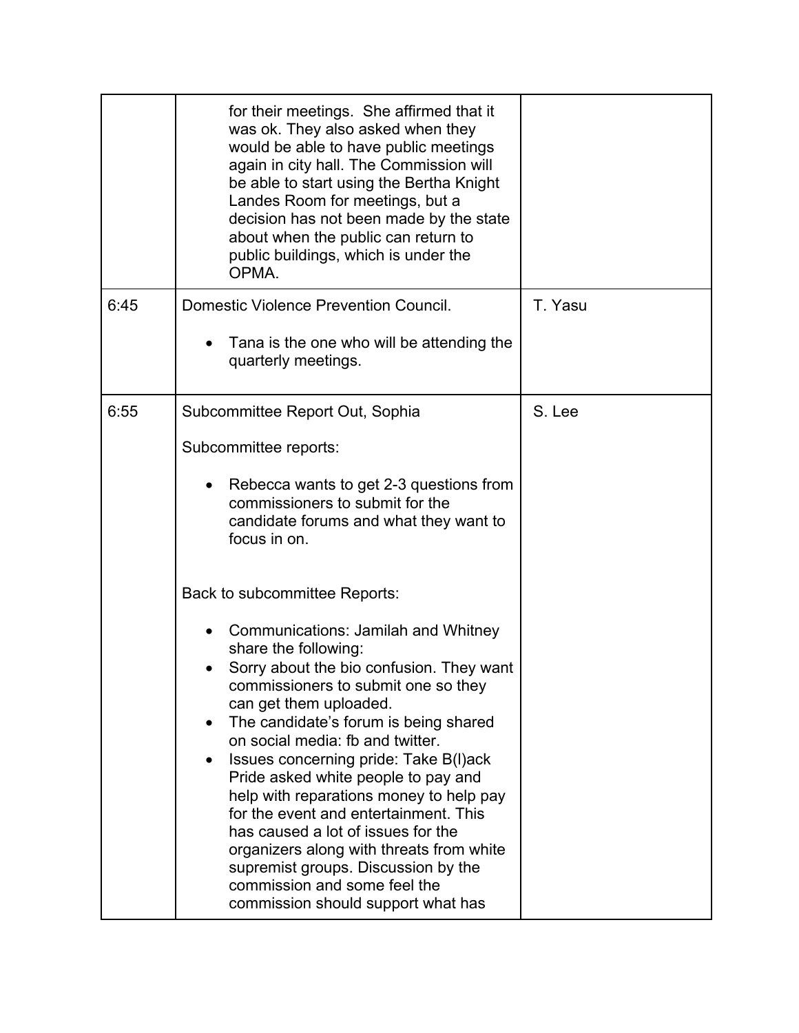| | | |
|---|---|---|
| | for their meetings. She affirmed that it was ok. They also asked when they would be able to have public meetings again in city hall. The Commission will be able to start using the Bertha Knight Landes Room for meetings, but a decision has not been made by the state about when the public can return to public buildings, which is under the OPMA. | |
| 6:45 | Domestic Violence Prevention Council.<br><br>• Tana is the one who will be attending the quarterly meetings. | T. Yasu |
| 6:55 | Subcommittee Report Out, Sophia<br><br>Subcommittee reports:<br><br>• Rebecca wants to get 2-3 questions from commissioners to submit for the candidate forums and what they want to focus in on.<br><br><br>Back to subcommittee Reports:<br><br>• Communications: Jamilah and Whitney share the following:<br>• Sorry about the bio confusion. They want commissioners to submit one so they can get them uploaded.<br>• The candidate's forum is being shared on social media: fb and twitter.<br>• Issues concerning pride: Take B(l)ack Pride asked white people to pay and help with reparations money to help pay for the event and entertainment. This has caused a lot of issues for the organizers along with threats from white supremist groups. Discussion by the commission and some feel the commission should support what has | S. Lee |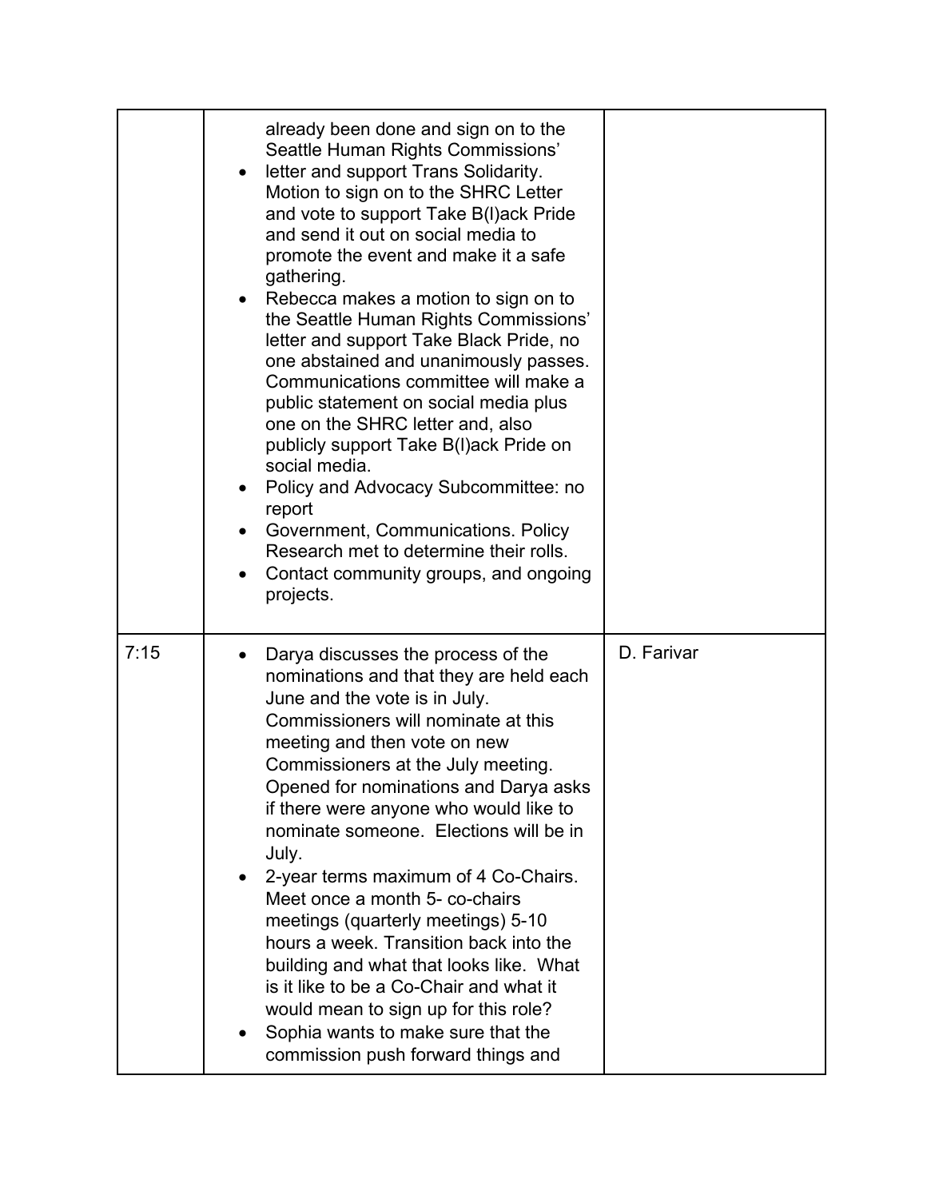| | | |
|---|---|---|
| | already been done and sign on to the Seattle Human Rights Commissions'<br>• letter and support Trans Solidarity. Motion to sign on to the SHRC Letter and vote to support Take B(l)ack Pride and send it out on social media to promote the event and make it a safe gathering.<br>• Rebecca makes a motion to sign on to the Seattle Human Rights Commissions' letter and support Take Black Pride, no one abstained and unanimously passes. Communications committee will make a public statement on social media plus one on the SHRC letter and, also publicly support Take B(l)ack Pride on social media.<br>• Policy and Advocacy Subcommittee: no report<br>• Government, Communications. Policy Research met to determine their rolls.<br>• Contact community groups, and ongoing projects. | |
| 7:15 | • Darya discusses the process of the nominations and that they are held each June and the vote is in July. Commissioners will nominate at this meeting and then vote on new Commissioners at the July meeting. Opened for nominations and Darya asks if there were anyone who would like to nominate someone. Elections will be in July.<br>• 2-year terms maximum of 4 Co-Chairs. Meet once a month 5- co-chairs meetings (quarterly meetings) 5-10 hours a week. Transition back into the building and what that looks like. What is it like to be a Co-Chair and what it would mean to sign up for this role?<br>• Sophia wants to make sure that the commission push forward things and | D. Farivar |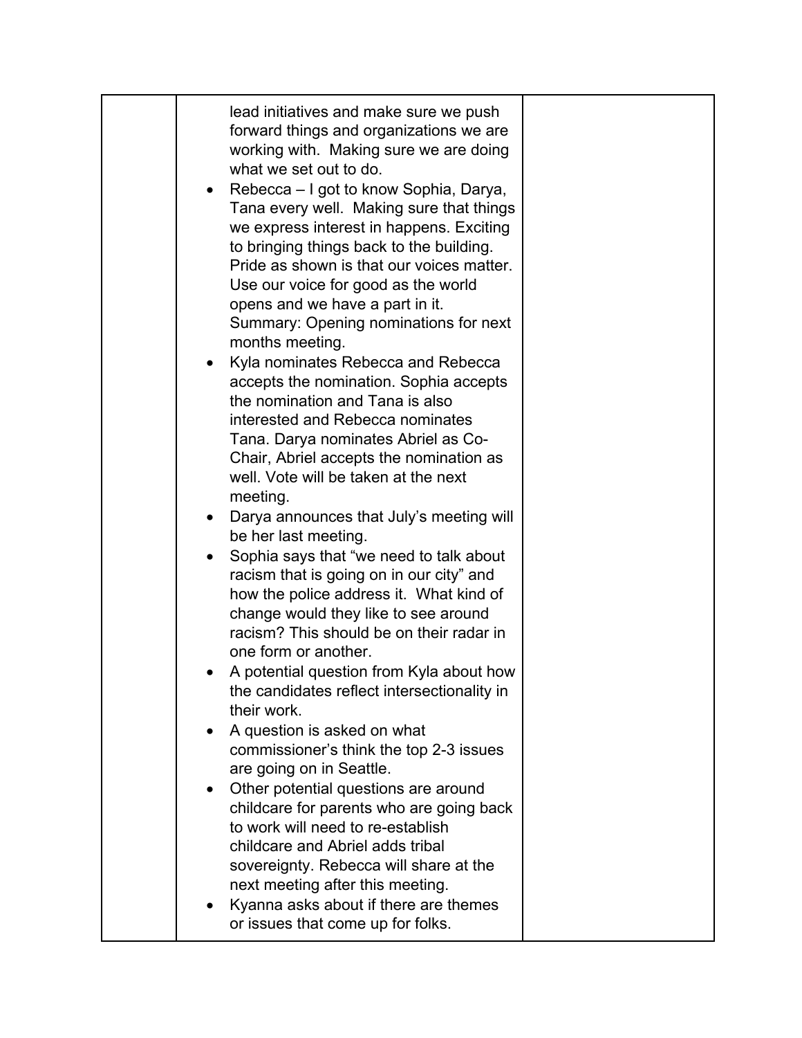| | | |
|---|---|---|
| | lead initiatives and make sure we push forward things and organizations we are working with. Making sure we are doing what we set out to do.<br>• Rebecca – I got to know Sophia, Darya, Tana every well. Making sure that things we express interest in happens. Exciting to bringing things back to the building. Pride as shown is that our voices matter. Use our voice for good as the world opens and we have a part in it. Summary: Opening nominations for next months meeting.<br>• Kyla nominates Rebecca and Rebecca accepts the nomination. Sophia accepts the nomination and Tana is also interested and Rebecca nominates Tana. Darya nominates Abriel as Co-Chair, Abriel accepts the nomination as well. Vote will be taken at the next meeting.<br>• Darya announces that July's meeting will be her last meeting.<br>• Sophia says that "we need to talk about racism that is going on in our city" and how the police address it. What kind of change would they like to see around racism? This should be on their radar in one form or another.<br>• A potential question from Kyla about how the candidates reflect intersectionality in their work.<br>• A question is asked on what commissioner's think the top 2-3 issues are going on in Seattle.<br>• Other potential questions are around childcare for parents who are going back to work will need to re-establish childcare and Abriel adds tribal sovereignty. Rebecca will share at the next meeting after this meeting.<br>• Kyanna asks about if there are themes or issues that come up for folks. | |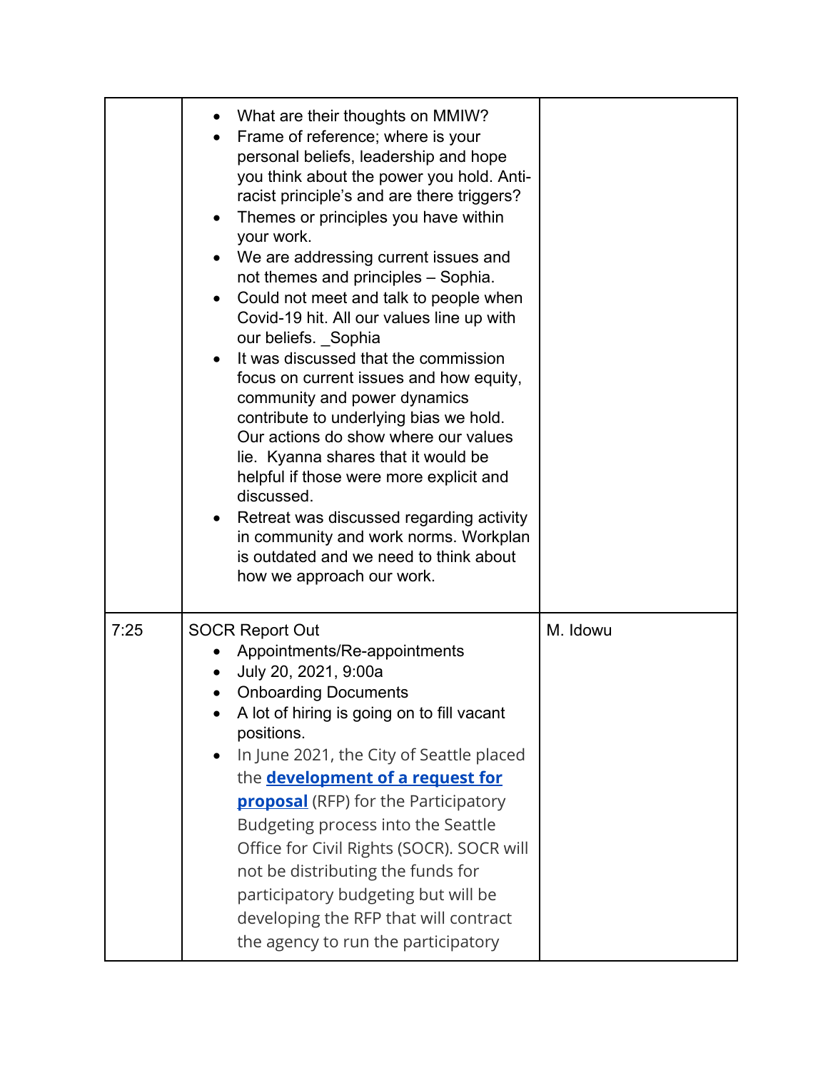| | | |
|---|---|---|
| | • What are their thoughts on MMIW?<br>• Frame of reference; where is your personal beliefs, leadership and hope you think about the power you hold. Anti-racist principle's and are there triggers?<br>• Themes or principles you have within your work.<br>• We are addressing current issues and not themes and principles – Sophia.<br>• Could not meet and talk to people when Covid-19 hit. All our values line up with our beliefs. _Sophia<br>• It was discussed that the commission focus on current issues and how equity, community and power dynamics contribute to underlying bias we hold. Our actions do show where our values lie. Kyanna shares that it would be helpful if those were more explicit and discussed.<br>• Retreat was discussed regarding activity in community and work norms. Workplan is outdated and we need to think about how we approach our work. | |
| 7:25 | SOCR Report Out<br>• Appointments/Re-appointments<br>• July 20, 2021, 9:00a<br>• Onboarding Documents<br>• A lot of hiring is going on to fill vacant positions.<br>• In June 2021, the City of Seattle placed the **development of a request for proposal** (RFP) for the Participatory Budgeting process into the Seattle Office for Civil Rights (SOCR). SOCR will not be distributing the funds for participatory budgeting but will be developing the RFP that will contract the agency to run the participatory | M. Idowu |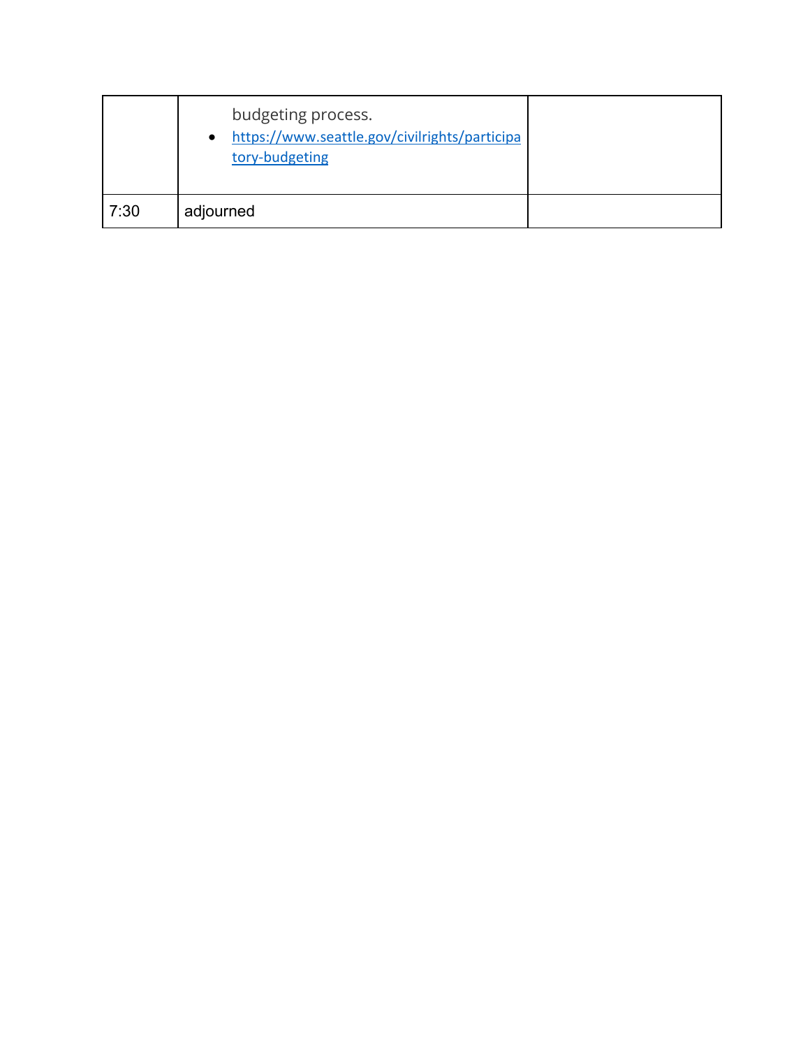| | | |
|---|---|---|
| | budgeting process.<br>• https://www.seattle.gov/civilrights/participatory-budgeting | |
| 7:30 | adjourned | |